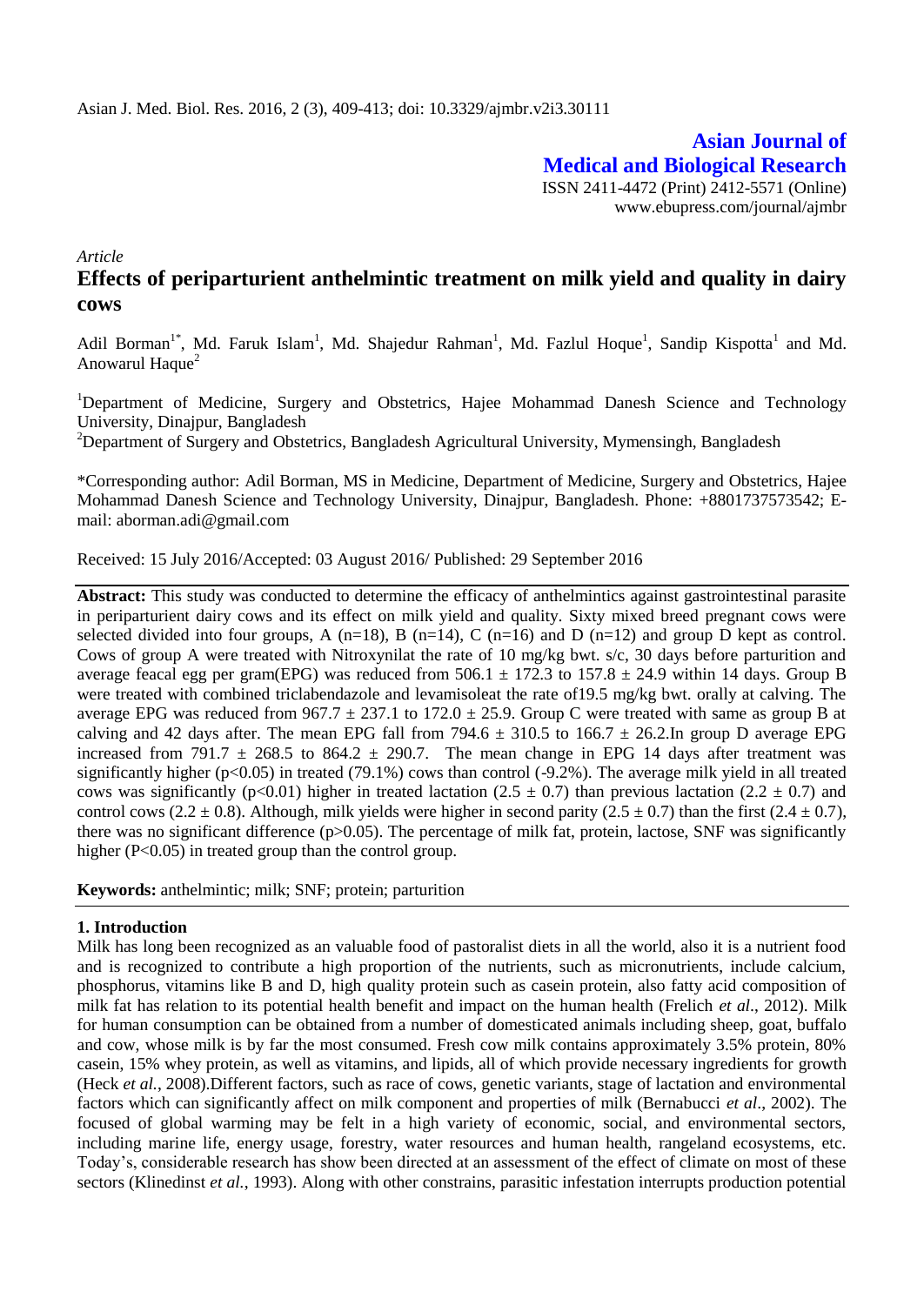Asian J. Med. Biol. Res. 2016, 2 (3), 409-413; doi: 10.3329/ajmbr.v2i3.30111

**Asian Journal of Medical and Biological Research**

ISSN 2411-4472 (Print) 2412-5571 (Online)
www.ebupress.com/journal/ajmbr

*Article*

# Effects of periparturient anthelmintic treatment on milk yield and quality in dairy cows

Adil Borman[1*], Md. Faruk Islam[1], Md. Shajedur Rahman[1], Md. Fazlul Hoque[1], Sandip Kispotta[1] and Md. Anowarul Haque[2]

[1]Department of Medicine, Surgery and Obstetrics, Hajee Mohammad Danesh Science and Technology University, Dinajpur, Bangladesh

[2]Department of Surgery and Obstetrics, Bangladesh Agricultural University, Mymensingh, Bangladesh

*Corresponding author: Adil Borman, MS in Medicine, Department of Medicine, Surgery and Obstetrics, Hajee Mohammad Danesh Science and Technology University, Dinajpur, Bangladesh. Phone: +8801737573542; E-mail: aborman.adi@gmail.com

Received: 15 July 2016/Accepted: 03 August 2016/ Published: 29 September 2016

**Abstract:** This study was conducted to determine the efficacy of anthelmintics against gastrointestinal parasite in periparturient dairy cows and its effect on milk yield and quality. Sixty mixed breed pregnant cows were selected divided into four groups, A (n=18), B (n=14), C (n=16) and D (n=12) and group D kept as control. Cows of group A were treated with Nitroxynilat the rate of 10 mg/kg bwt. s/c, 30 days before parturition and average feacal egg per gram(EPG) was reduced from $506.1 \pm 172.3$ to $157.8 \pm 24.9$ within 14 days. Group B were treated with combined triclabendazole and levamisoleat the rate of19.5 mg/kg bwt. orally at calving. The average EPG was reduced from $967.7 \pm 237.1$ to $172.0 \pm 25.9$. Group C were treated with same as group B at calving and 42 days after. The mean EPG fall from $794.6 \pm 310.5$ to $166.7 \pm 26.2$.In group D average EPG increased from $791.7 \pm 268.5$ to $864.2 \pm 290.7$. The mean change in EPG 14 days after treatment was significantly higher ($p<0.05$) in treated (79.1%) cows than control (-9.2%). The average milk yield in all treated cows was significantly ($p<0.01$) higher in treated lactation ($2.5 \pm 0.7$) than previous lactation ($2.2 \pm 0.7$) and control cows ($2.2 \pm 0.8$). Although, milk yields were higher in second parity ($2.5 \pm 0.7$) than the first ($2.4 \pm 0.7$), there was no significant difference ($p>0.05$). The percentage of milk fat, protein, lactose, SNF was significantly higher ($P<0.05$) in treated group than the control group.

**Keywords:** anthelmintic; milk; SNF; protein; parturition

## 1. Introduction

Milk has long been recognized as an valuable food of pastoralist diets in all the world, also it is a nutrient food and is recognized to contribute a high proportion of the nutrients, such as micronutrients, include calcium, phosphorus, vitamins like B and D, high quality protein such as casein protein, also fatty acid composition of milk fat has relation to its potential health benefit and impact on the human health (Frelich *et al*., 2012). Milk for human consumption can be obtained from a number of domesticated animals including sheep, goat, buffalo and cow, whose milk is by far the most consumed. Fresh cow milk contains approximately 3.5% protein, 80% casein, 15% whey protein, as well as vitamins, and lipids, all of which provide necessary ingredients for growth (Heck *et al.*, 2008).Different factors, such as race of cows, genetic variants, stage of lactation and environmental factors which can significantly affect on milk component and properties of milk (Bernabucci *et al*., 2002). The focused of global warming may be felt in a high variety of economic, social, and environmental sectors, including marine life, energy usage, forestry, water resources and human health, rangeland ecosystems, etc. Today's, considerable research has show been directed at an assessment of the effect of climate on most of these sectors (Klinedinst *et al.*, 1993). Along with other constrains, parasitic infestation interrupts production potential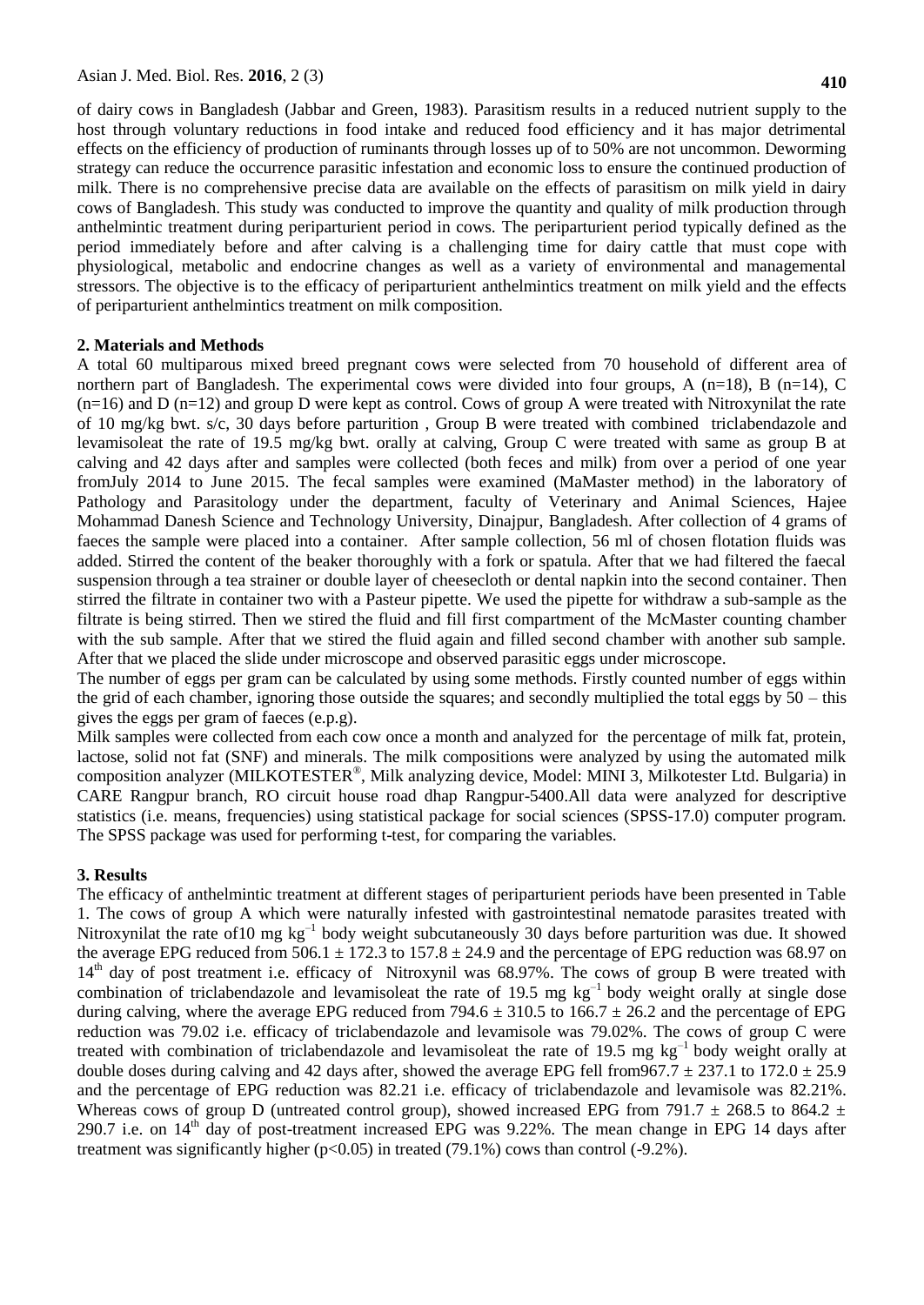of dairy cows in Bangladesh (Jabbar and Green, 1983). Parasitism results in a reduced nutrient supply to the host through voluntary reductions in food intake and reduced food efficiency and it has major detrimental effects on the efficiency of production of ruminants through losses up of to 50% are not uncommon. Deworming strategy can reduce the occurrence parasitic infestation and economic loss to ensure the continued production of milk. There is no comprehensive precise data are available on the effects of parasitism on milk yield in dairy cows of Bangladesh. This study was conducted to improve the quantity and quality of milk production through anthelmintic treatment during periparturient period in cows. The periparturient period typically defined as the period immediately before and after calving is a challenging time for dairy cattle that must cope with physiological, metabolic and endocrine changes as well as a variety of environmental and managemental stressors. The objective is to the efficacy of periparturient anthelmintics treatment on milk yield and the effects of periparturient anthelmintics treatment on milk composition.

## 2. Materials and Methods

A total 60 multiparous mixed breed pregnant cows were selected from 70 household of different area of northern part of Bangladesh. The experimental cows were divided into four groups, A (n=18), B (n=14), C (n=16) and D (n=12) and group D were kept as control. Cows of group A were treated with Nitroxynilat the rate of 10 mg/kg bwt. s/c, 30 days before parturition , Group B were treated with combined triclabendazole and levamisoleat the rate of 19.5 mg/kg bwt. orally at calving, Group C were treated with same as group B at calving and 42 days after and samples were collected (both feces and milk) from over a period of one year fromJuly 2014 to June 2015. The fecal samples were examined (MaMaster method) in the laboratory of Pathology and Parasitology under the department, faculty of Veterinary and Animal Sciences, Hajee Mohammad Danesh Science and Technology University, Dinajpur, Bangladesh. After collection of 4 grams of faeces the sample were placed into a container. After sample collection, 56 ml of chosen flotation fluids was added. Stirred the content of the beaker thoroughly with a fork or spatula. After that we had filtered the faecal suspension through a tea strainer or double layer of cheesecloth or dental napkin into the second container. Then stirred the filtrate in container two with a Pasteur pipette. We used the pipette for withdraw a sub-sample as the filtrate is being stirred. Then we stired the fluid and fill first compartment of the McMaster counting chamber with the sub sample. After that we stired the fluid again and filled second chamber with another sub sample. After that we placed the slide under microscope and observed parasitic eggs under microscope.

The number of eggs per gram can be calculated by using some methods. Firstly counted number of eggs within the grid of each chamber, ignoring those outside the squares; and secondly multiplied the total eggs by 50 – this gives the eggs per gram of faeces (e.p.g).

Milk samples were collected from each cow once a month and analyzed for the percentage of milk fat, protein, lactose, solid not fat (SNF) and minerals. The milk compositions were analyzed by using the automated milk composition analyzer (MILKOTESTER®, Milk analyzing device, Model: MINI 3, Milkotester Ltd. Bulgaria) in CARE Rangpur branch, RO circuit house road dhap Rangpur-5400.All data were analyzed for descriptive statistics (i.e. means, frequencies) using statistical package for social sciences (SPSS-17.0) computer program. The SPSS package was used for performing t-test, for comparing the variables.

## 3. Results

The efficacy of anthelmintic treatment at different stages of periparturient periods have been presented in Table 1. The cows of group A which were naturally infested with gastrointestinal nematode parasites treated with Nitroxynilat the rate of10 mg $kg^{-1}$ body weight subcutaneously 30 days before parturition was due. It showed the average EPG reduced from $506.1 \pm 172.3$ to $157.8 \pm 24.9$ and the percentage of EPG reduction was 68.97 on $14^{th}$ day of post treatment i.e. efficacy of Nitroxynil was 68.97%. The cows of group B were treated with combination of triclabendazole and levamisoleat the rate of 19.5 mg $kg^{-1}$ body weight orally at single dose during calving, where the average EPG reduced from $794.6 \pm 310.5$ to $166.7 \pm 26.2$ and the percentage of EPG reduction was 79.02 i.e. efficacy of triclabendazole and levamisole was 79.02%. The cows of group C were treated with combination of triclabendazole and levamisoleat the rate of 19.5 mg $kg^{-1}$ body weight orally at double doses during calving and 42 days after, showed the average EPG fell from$967.7 \pm 237.1$ to $172.0 \pm 25.9$ and the percentage of EPG reduction was 82.21 i.e. efficacy of triclabendazole and levamisole was 82.21%. Whereas cows of group D (untreated control group), showed increased EPG from $791.7 \pm 268.5$ to $864.2 \pm 290.7$ i.e. on $14^{th}$ day of post-treatment increased EPG was 9.22%. The mean change in EPG 14 days after treatment was significantly higher ($p<0.05$) in treated (79.1%) cows than control (-9.2%).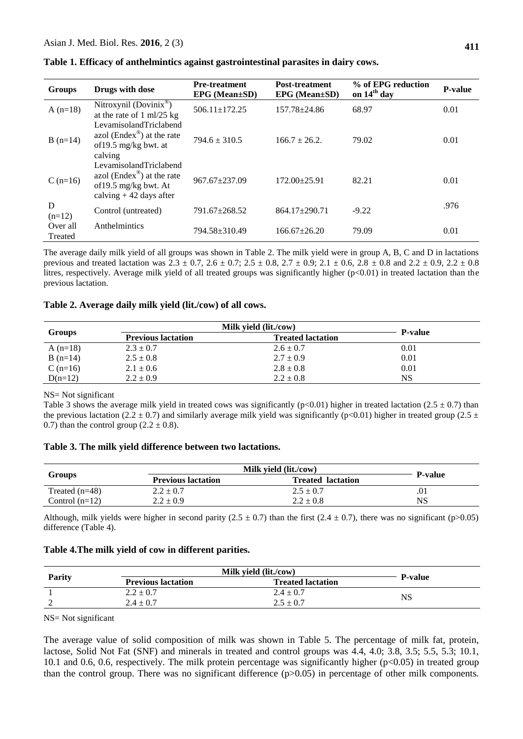**Table 1. Efficacy of anthelmintics against gastrointestinal parasites in dairy cows.**

| Groups | Drugs with dose | Pre-treatment EPG (Mean±SD) | Post-treatment EPG (Mean±SD) | % of EPG reduction on 14[th] day | P-value |
|---|---|---|---|---|---|
| A (n=18) | Nitroxynil (Dovinix®) at the rate of 1 ml/25 kg | 506.11±172.25 | 157.78±24.86 | 68.97 | 0.01 |
| B (n=14) | LevamisolandTriclabendazol (Endex®) at the rate of19.5 mg/kg bwt. at calving | 794.6 ± 310.5 | 166.7 ± 26.2. | 79.02 | 0.01 |
| C (n=16) | LevamisolandTriclabendazol (Endex®) at the rate of19.5 mg/kg bwt. At calving + 42 days after | 967.67±237.09 | 172.00±25.91 | 82.21 | 0.01 |
| D (n=12) | Control (untreated) | 791.67±268.52 | 864.17±290.71 | -9.22 | .976 |
| Over all Treated | Anthelmintics | 794.58±310.49 | 166.67±26.20 | 79.09 | 0.01 |

The average daily milk yield of all groups was shown in Table 2. The milk yield were in group A, B, C and D in lactations previous and treated lactation was 2.3 ± 0.7, 2.6 ± 0.7; 2.5 ± 0.8, 2.7 ± 0.9; 2.1 ± 0.6, 2.8 ± 0.8 and 2.2 ± 0.9, 2.2 ± 0.8 litres, respectively. Average milk yield of all treated groups was significantly higher ($p<0.01$) in treated lactation than the previous lactation.

**Table 2. Average daily milk yield (lit./cow) of all cows.**

| Groups | Milk yield (lit./cow) | | P-value |
|---|---|---|---|
| | Previous lactation | Treated lactation | |
| A (n=18) | 2.3 ± 0.7 | 2.6 ± 0.7 | 0.01 |
| B (n=14) | 2.5 ± 0.8 | 2.7 ± 0.9 | 0.01 |
| C (n=16) | 2.1 ± 0.6 | 2.8 ± 0.8 | 0.01 |
| D(n=12) | 2.2 ± 0.9 | 2.2 ± 0.8 | NS |

NS= Not significant

Table 3 shows the average milk yield in treated cows was significantly ($p<0.01$) higher in treated lactation (2.5 ± 0.7) than the previous lactation (2.2 ± 0.7) and similarly average milk yield was significantly ($p<0.01$) higher in treated group (2.5 ± 0.7) than the control group (2.2 ± 0.8).

**Table 3. The milk yield difference between two lactations.**

| Groups | Milk yield (lit./cow) | | P-value |
|---|---|---|---|
| | Previous lactation | Treated lactation | |
| Treated (n=48) | 2.2 ± 0.7 | 2.5 ± 0.7 | .01 |
| Control (n=12) | 2.2 ± 0.9 | 2.2 ± 0.8 | NS |

Although, milk yields were higher in second parity (2.5 ± 0.7) than the first (2.4 ± 0.7), there was no significant ($p>0.05$) difference (Table 4).

**Table 4.The milk yield of cow in different parities.**

| Parity | Milk yield (lit./cow) | | P-value |
|---|---|---|---|
| | Previous lactation | Treated lactation | |
| 1 | 2.2 ± 0.7 | 2.4 ± 0.7 | NS |
| 2 | 2.4 ± 0.7 | 2.5 ± 0.7 | |

NS= Not significant

The average value of solid composition of milk was shown in Table 5. The percentage of milk fat, protein, lactose, Solid Not Fat (SNF) and minerals in treated and control groups was 4.4, 4.0; 3.8, 3.5; 5.5, 5.3; 10.1, 10.1 and 0.6, 0.6, respectively. The milk protein percentage was significantly higher ($p<0.05$) in treated group than the control group. There was no significant difference ($p>0.05$) in percentage of other milk components.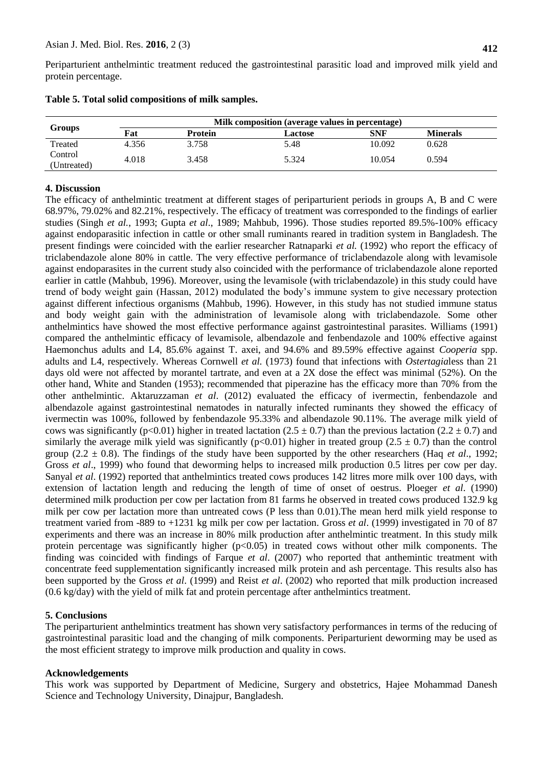Periparturient anthelmintic treatment reduced the gastrointestinal parasitic load and improved milk yield and protein percentage.

**Table 5. Total solid compositions of milk samples.**

| Groups | Milk composition (average values in percentage) | | | | |
|---|---|---|---|---|---|
| | **Fat** | **Protein** | **Lactose** | **SNF** | **Minerals** |
| Treated | 4.356 | 3.758 | 5.48 | 10.092 | 0.628 |
| Control (Untreated) | 4.018 | 3.458 | 5.324 | 10.054 | 0.594 |

## 4. Discussion

The efficacy of anthelmintic treatment at different stages of periparturient periods in groups A, B and C were 68.97%, 79.02% and 82.21%, respectively. The efficacy of treatment was corresponded to the findings of earlier studies (Singh *et al.*, 1993; Gupta *et al*., 1989; Mahbub, 1996). Those studies reported 89.5%-100% efficacy against endoparasitic infection in cattle or other small ruminants reared in tradition system in Bangladesh. The present findings were coincided with the earlier researcher Ratnaparki *et al.* (1992) who report the efficacy of triclabendazole alone 80% in cattle. The very effective performance of triclabendazole along with levamisole against endoparasites in the current study also coincided with the performance of triclabendazole alone reported earlier in cattle (Mahbub, 1996). Moreover, using the levamisole (with triclabendazole) in this study could have trend of body weight gain (Hassan, 2012) modulated the body's immune system to give necessary protection against different infectious organisms (Mahbub, 1996). However, in this study has not studied immune status and body weight gain with the administration of levamisole along with triclabendazole. Some other anthelmintics have showed the most effective performance against gastrointestinal parasites. Williams (1991) compared the anthelmintic efficacy of levamisole, albendazole and fenbendazole and 100% effective against Haemonchus adults and L4, 85.6% against T. axei, and 94.6% and 89.59% effective against *Cooperia* spp. adults and L4, respectively. Whereas Cornwell *et al.* (1973) found that infections with *Ostertagia*less than 21 days old were not affected by morantel tartrate, and even at a 2X dose the effect was minimal (52%). On the other hand, White and Standen (1953); recommended that piperazine has the efficacy more than 70% from the other anthelmintic. Aktaruzzaman *et al*. (2012) evaluated the efficacy of ivermectin, fenbendazole and albendazole against gastrointestinal nematodes in naturally infected ruminants they showed the efficacy of ivermectin was 100%, followed by fenbendazole 95.33% and albendazole 90.11%. The average milk yield of cows was significantly ($p<0.01$) higher in treated lactation ($2.5 \pm 0.7$) than the previous lactation ($2.2 \pm 0.7$) and similarly the average milk yield was significantly ($p<0.01$) higher in treated group ($2.5 \pm 0.7$) than the control group ($2.2 \pm 0.8$). The findings of the study have been supported by the other researchers (Haq *et al*., 1992; Gross *et al*., 1999) who found that deworming helps to increased milk production 0.5 litres per cow per day. Sanyal *et al*. (1992) reported that anthelmintics treated cows produces 142 litres more milk over 100 days, with extension of lactation length and reducing the length of time of onset of oestrus. Ploeger *et al*. (1990) determined milk production per cow per lactation from 81 farms he observed in treated cows produced 132.9 kg milk per cow per lactation more than untreated cows (P less than 0.01).The mean herd milk yield response to treatment varied from -889 to +1231 kg milk per cow per lactation. Gross *et al*. (1999) investigated in 70 of 87 experiments and there was an increase in 80% milk production after anthelmintic treatment. In this study milk protein percentage was significantly higher ($p<0.05$) in treated cows without other milk components. The finding was coincided with findings of Farque *et al*. (2007) who reported that anthemintic treatment with concentrate feed supplementation significantly increased milk protein and ash percentage. This results also has been supported by the Gross *et al*. (1999) and Reist *et al*. (2002) who reported that milk production increased (0.6 kg/day) with the yield of milk fat and protein percentage after anthelmintics treatment.

## 5. Conclusions

The periparturient anthelmintics treatment has shown very satisfactory performances in terms of the reducing of gastrointestinal parasitic load and the changing of milk components. Periparturient deworming may be used as the most efficient strategy to improve milk production and quality in cows.

## Acknowledgements

This work was supported by Department of Medicine, Surgery and obstetrics, Hajee Mohammad Danesh Science and Technology University, Dinajpur, Bangladesh.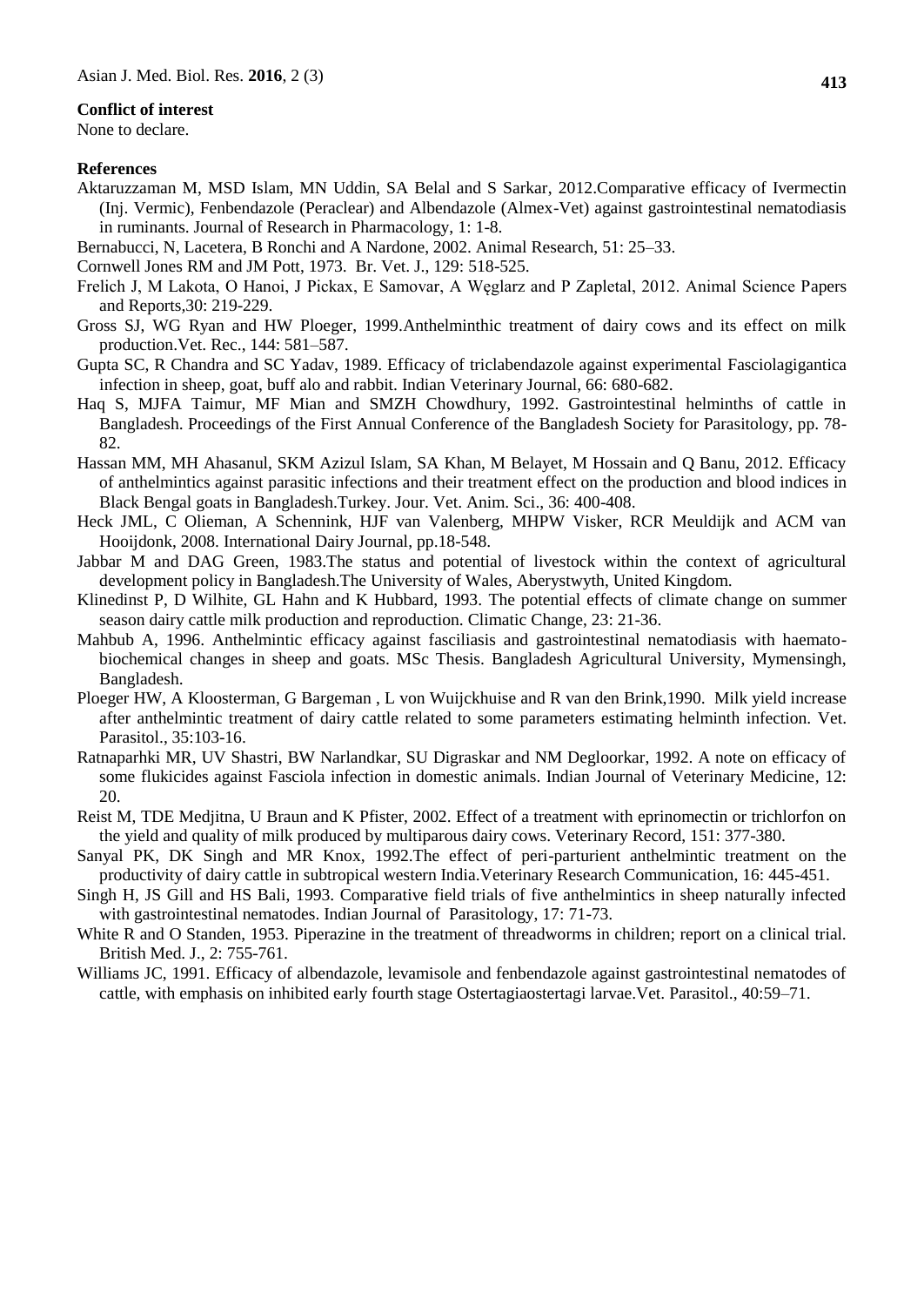**Conflict of interest**

None to declare.

**References**

Aktaruzzaman M, MSD Islam, MN Uddin, SA Belal and S Sarkar, 2012.Comparative efficacy of Ivermectin (Inj. Vermic), Fenbendazole (Peraclear) and Albendazole (Almex-Vet) against gastrointestinal nematodiasis in ruminants. Journal of Research in Pharmacology, 1: 1-8.

Bernabucci, N, Lacetera, B Ronchi and A Nardone, 2002. Animal Research, 51: 25–33.

Cornwell Jones RM and JM Pott, 1973. Br. Vet. J., 129: 518-525.

Frelich J, M Lakota, O Hanoi, J Pickax, E Samovar, A Węglarz and P Zapletal, 2012. Animal Science Papers and Reports,30: 219-229.

Gross SJ, WG Ryan and HW Ploeger, 1999.Anthelminthic treatment of dairy cows and its effect on milk production.Vet. Rec., 144: 581–587.

Gupta SC, R Chandra and SC Yadav, 1989. Efficacy of triclabendazole against experimental Fasciolagigantica infection in sheep, goat, buff alo and rabbit. Indian Veterinary Journal, 66: 680-682.

Haq S, MJFA Taimur, MF Mian and SMZH Chowdhury, 1992. Gastrointestinal helminths of cattle in Bangladesh. Proceedings of the First Annual Conference of the Bangladesh Society for Parasitology, pp. 78-82.

Hassan MM, MH Ahasanul, SKM Azizul Islam, SA Khan, M Belayet, M Hossain and Q Banu, 2012. Efficacy of anthelmintics against parasitic infections and their treatment effect on the production and blood indices in Black Bengal goats in Bangladesh.Turkey. Jour. Vet. Anim. Sci., 36: 400-408.

Heck JML, C Olieman, A Schennink, HJF van Valenberg, MHPW Visker, RCR Meuldijk and ACM van Hooijdonk, 2008. International Dairy Journal, pp.18-548.

Jabbar M and DAG Green, 1983.The status and potential of livestock within the context of agricultural development policy in Bangladesh.The University of Wales, Aberystwyth, United Kingdom.

Klinedinst P, D Wilhite, GL Hahn and K Hubbard, 1993. The potential effects of climate change on summer season dairy cattle milk production and reproduction. Climatic Change, 23: 21-36.

Mahbub A, 1996. Anthelmintic efficacy against fasciliasis and gastrointestinal nematodiasis with haemato-biochemical changes in sheep and goats. MSc Thesis. Bangladesh Agricultural University, Mymensingh, Bangladesh.

Ploeger HW, A Kloosterman, G Bargeman , L von Wuijckhuise and R van den Brink,1990. Milk yield increase after anthelmintic treatment of dairy cattle related to some parameters estimating helminth infection. Vet. Parasitol., 35:103-16.

Ratnaparhki MR, UV Shastri, BW Narlandkar, SU Digraskar and NM Degloorkar, 1992. A note on efficacy of some flukicides against Fasciola infection in domestic animals. Indian Journal of Veterinary Medicine, 12: 20.

Reist M, TDE Medjitna, U Braun and K Pfister, 2002. Effect of a treatment with eprinomectin or trichlorfon on the yield and quality of milk produced by multiparous dairy cows. Veterinary Record, 151: 377-380.

Sanyal PK, DK Singh and MR Knox, 1992.The effect of peri-parturient anthelmintic treatment on the productivity of dairy cattle in subtropical western India.Veterinary Research Communication, 16: 445-451.

Singh H, JS Gill and HS Bali, 1993. Comparative field trials of five anthelmintics in sheep naturally infected with gastrointestinal nematodes. Indian Journal of Parasitology, 17: 71-73.

White R and O Standen, 1953. Piperazine in the treatment of threadworms in children; report on a clinical trial. British Med. J., 2: 755-761.

Williams JC, 1991. Efficacy of albendazole, levamisole and fenbendazole against gastrointestinal nematodes of cattle, with emphasis on inhibited early fourth stage Ostertagiaostertagi larvae.Vet. Parasitol., 40:59–71.